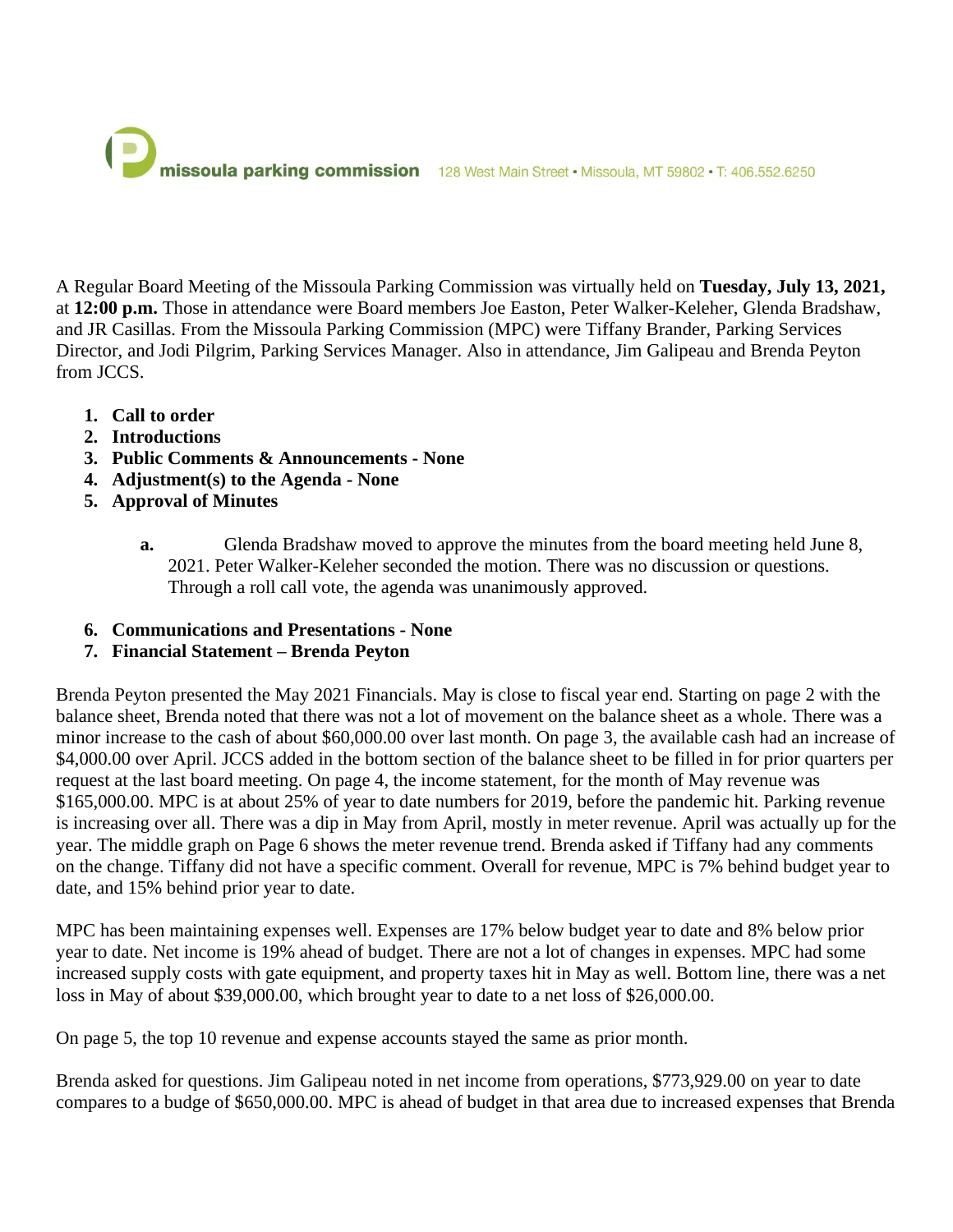missoula parking commission 128 West Main Street • Missoula, MT 59802 • T: 406.552.6250

A Regular Board Meeting of the Missoula Parking Commission was virtually held on **Tuesday, July 13, 2021,** at **12:00 p.m.** Those in attendance were Board members Joe Easton, Peter Walker-Keleher, Glenda Bradshaw, and JR Casillas. From the Missoula Parking Commission (MPC) were Tiffany Brander, Parking Services Director, and Jodi Pilgrim, Parking Services Manager. Also in attendance, Jim Galipeau and Brenda Peyton from JCCS.

1. **Call to order**
2. **Introductions**
3. **Public Comments & Announcements - None**
4. **Adjustment(s) to the Agenda - None**
5. **Approval of Minutes**

    a. Glenda Bradshaw moved to approve the minutes from the board meeting held June 8, 2021. Peter Walker-Keleher seconded the motion. There was no discussion or questions. Through a roll call vote, the agenda was unanimously approved.

6. **Communications and Presentations - None**
7. **Financial Statement – Brenda Peyton**

Brenda Peyton presented the May 2021 Financials. May is close to fiscal year end. Starting on page 2 with the balance sheet, Brenda noted that there was not a lot of movement on the balance sheet as a whole. There was a minor increase to the cash of about $60,000.00 over last month. On page 3, the available cash had an increase of $4,000.00 over April. JCCS added in the bottom section of the balance sheet to be filled in for prior quarters per request at the last board meeting. On page 4, the income statement, for the month of May revenue was $165,000.00. MPC is at about 25% of year to date numbers for 2019, before the pandemic hit. Parking revenue is increasing over all. There was a dip in May from April, mostly in meter revenue. April was actually up for the year. The middle graph on Page 6 shows the meter revenue trend. Brenda asked if Tiffany had any comments on the change. Tiffany did not have a specific comment. Overall for revenue, MPC is 7% behind budget year to date, and 15% behind prior year to date.

MPC has been maintaining expenses well. Expenses are 17% below budget year to date and 8% below prior year to date. Net income is 19% ahead of budget. There are not a lot of changes in expenses. MPC had some increased supply costs with gate equipment, and property taxes hit in May as well. Bottom line, there was a net loss in May of about $39,000.00, which brought year to date to a net loss of $26,000.00.

On page 5, the top 10 revenue and expense accounts stayed the same as prior month.

Brenda asked for questions. Jim Galipeau noted in net income from operations, $773,929.00 on year to date compares to a budge of $650,000.00. MPC is ahead of budget in that area due to increased expenses that Brenda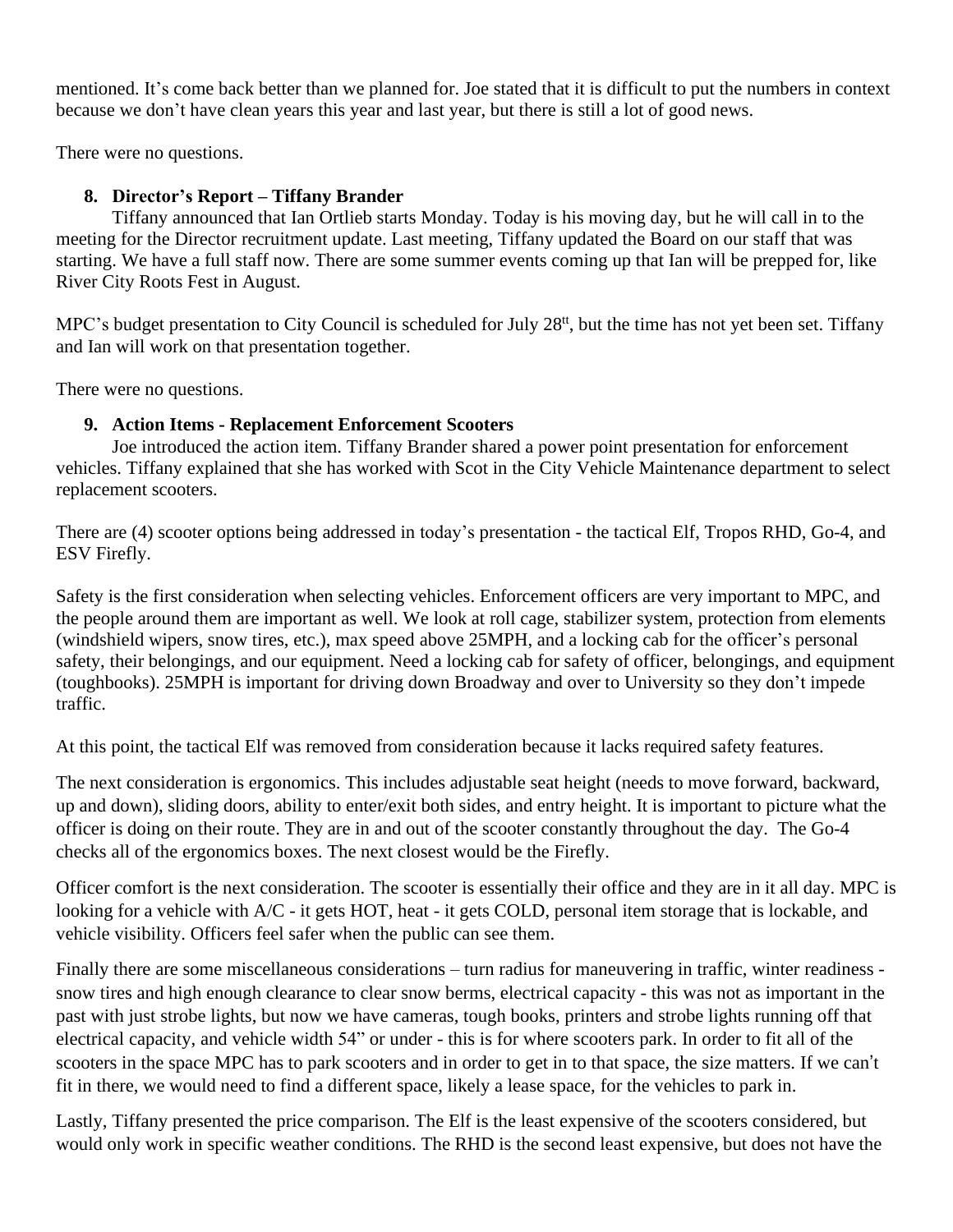mentioned. It's come back better than we planned for. Joe stated that it is difficult to put the numbers in context because we don't have clean years this year and last year, but there is still a lot of good news.

There were no questions.

8. **Director's Report – Tiffany Brander**

Tiffany announced that Ian Ortlieb starts Monday. Today is his moving day, but he will call in to the meeting for the Director recruitment update. Last meeting, Tiffany updated the Board on our staff that was starting. We have a full staff now. There are some summer events coming up that Ian will be prepped for, like River City Roots Fest in August.

MPC's budget presentation to City Council is scheduled for July 28tt, but the time has not yet been set. Tiffany and Ian will work on that presentation together.

There were no questions.

9. **Action Items - Replacement Enforcement Scooters**

Joe introduced the action item. Tiffany Brander shared a power point presentation for enforcement vehicles. Tiffany explained that she has worked with Scot in the City Vehicle Maintenance department to select replacement scooters.

There are (4) scooter options being addressed in today's presentation - the tactical Elf, Tropos RHD, Go-4, and ESV Firefly.

Safety is the first consideration when selecting vehicles. Enforcement officers are very important to MPC, and the people around them are important as well. We look at roll cage, stabilizer system, protection from elements (windshield wipers, snow tires, etc.), max speed above 25MPH, and a locking cab for the officer's personal safety, their belongings, and our equipment. Need a locking cab for safety of officer, belongings, and equipment (toughbooks). 25MPH is important for driving down Broadway and over to University so they don't impede traffic.

At this point, the tactical Elf was removed from consideration because it lacks required safety features.

The next consideration is ergonomics. This includes adjustable seat height (needs to move forward, backward, up and down), sliding doors, ability to enter/exit both sides, and entry height. It is important to picture what the officer is doing on their route. They are in and out of the scooter constantly throughout the day. The Go-4 checks all of the ergonomics boxes. The next closest would be the Firefly.

Officer comfort is the next consideration. The scooter is essentially their office and they are in it all day. MPC is looking for a vehicle with A/C - it gets HOT, heat - it gets COLD, personal item storage that is lockable, and vehicle visibility. Officers feel safer when the public can see them.

Finally there are some miscellaneous considerations – turn radius for maneuvering in traffic, winter readiness - snow tires and high enough clearance to clear snow berms, electrical capacity - this was not as important in the past with just strobe lights, but now we have cameras, tough books, printers and strobe lights running off that electrical capacity, and vehicle width 54" or under - this is for where scooters park. In order to fit all of the scooters in the space MPC has to park scooters and in order to get in to that space, the size matters. If we can't fit in there, we would need to find a different space, likely a lease space, for the vehicles to park in.

Lastly, Tiffany presented the price comparison. The Elf is the least expensive of the scooters considered, but would only work in specific weather conditions. The RHD is the second least expensive, but does not have the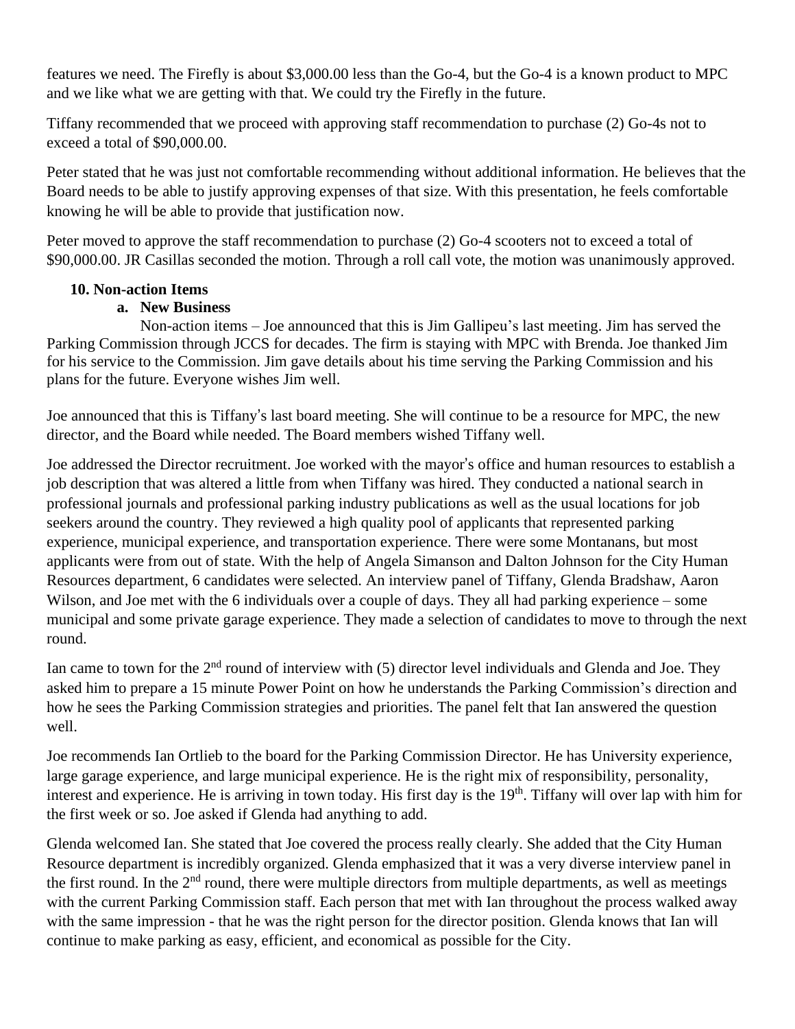features we need. The Firefly is about $3,000.00 less than the Go-4, but the Go-4 is a known product to MPC and we like what we are getting with that. We could try the Firefly in the future.

Tiffany recommended that we proceed with approving staff recommendation to purchase (2) Go-4s not to exceed a total of $90,000.00.

Peter stated that he was just not comfortable recommending without additional information. He believes that the Board needs to be able to justify approving expenses of that size. With this presentation, he feels comfortable knowing he will be able to provide that justification now.

Peter moved to approve the staff recommendation to purchase (2) Go-4 scooters not to exceed a total of $90,000.00. JR Casillas seconded the motion. Through a roll call vote, the motion was unanimously approved.

**10. Non-action Items**

**a. New Business**

Non-action items – Joe announced that this is Jim Gallipeu's last meeting. Jim has served the Parking Commission through JCCS for decades. The firm is staying with MPC with Brenda. Joe thanked Jim for his service to the Commission. Jim gave details about his time serving the Parking Commission and his plans for the future. Everyone wishes Jim well.

Joe announced that this is Tiffany's last board meeting. She will continue to be a resource for MPC, the new director, and the Board while needed. The Board members wished Tiffany well.

Joe addressed the Director recruitment. Joe worked with the mayor's office and human resources to establish a job description that was altered a little from when Tiffany was hired. They conducted a national search in professional journals and professional parking industry publications as well as the usual locations for job seekers around the country. They reviewed a high quality pool of applicants that represented parking experience, municipal experience, and transportation experience. There were some Montanans, but most applicants were from out of state. With the help of Angela Simanson and Dalton Johnson for the City Human Resources department, 6 candidates were selected. An interview panel of Tiffany, Glenda Bradshaw, Aaron Wilson, and Joe met with the 6 individuals over a couple of days. They all had parking experience – some municipal and some private garage experience. They made a selection of candidates to move to through the next round.

Ian came to town for the 2nd round of interview with (5) director level individuals and Glenda and Joe. They asked him to prepare a 15 minute Power Point on how he understands the Parking Commission's direction and how he sees the Parking Commission strategies and priorities. The panel felt that Ian answered the question well.

Joe recommends Ian Ortlieb to the board for the Parking Commission Director. He has University experience, large garage experience, and large municipal experience. He is the right mix of responsibility, personality, interest and experience. He is arriving in town today. His first day is the 19th. Tiffany will over lap with him for the first week or so. Joe asked if Glenda had anything to add.

Glenda welcomed Ian. She stated that Joe covered the process really clearly. She added that the City Human Resource department is incredibly organized. Glenda emphasized that it was a very diverse interview panel in the first round. In the 2nd round, there were multiple directors from multiple departments, as well as meetings with the current Parking Commission staff. Each person that met with Ian throughout the process walked away with the same impression - that he was the right person for the director position. Glenda knows that Ian will continue to make parking as easy, efficient, and economical as possible for the City.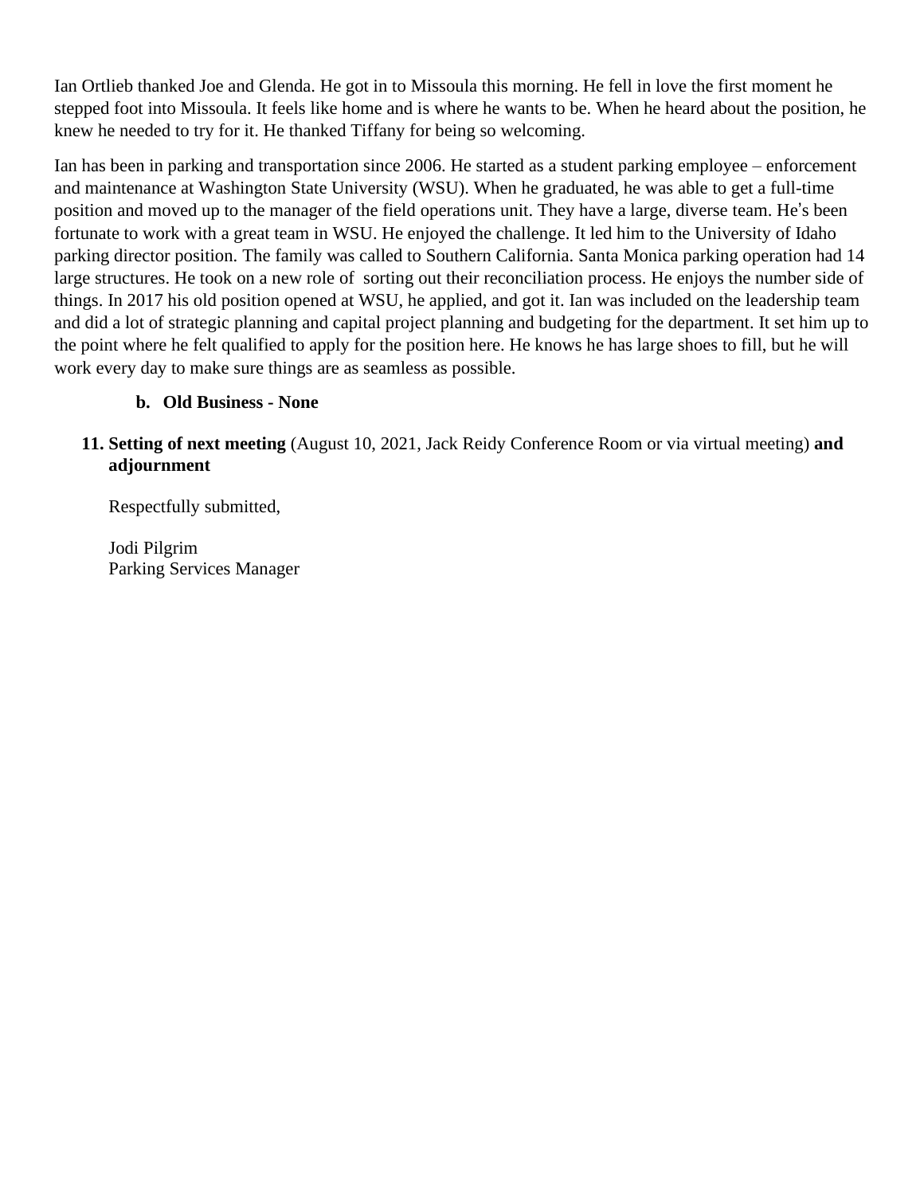Ian Ortlieb thanked Joe and Glenda. He got in to Missoula this morning. He fell in love the first moment he stepped foot into Missoula. It feels like home and is where he wants to be. When he heard about the position, he knew he needed to try for it. He thanked Tiffany for being so welcoming.

Ian has been in parking and transportation since 2006. He started as a student parking employee – enforcement and maintenance at Washington State University (WSU). When he graduated, he was able to get a full-time position and moved up to the manager of the field operations unit. They have a large, diverse team. He's been fortunate to work with a great team in WSU. He enjoyed the challenge. It led him to the University of Idaho parking director position. The family was called to Southern California. Santa Monica parking operation had 14 large structures. He took on a new role of sorting out their reconciliation process. He enjoys the number side of things. In 2017 his old position opened at WSU, he applied, and got it. Ian was included on the leadership team and did a lot of strategic planning and capital project planning and budgeting for the department. It set him up to the point where he felt qualified to apply for the position here. He knows he has large shoes to fill, but he will work every day to make sure things are as seamless as possible.

**b. Old Business - None**

**11. Setting of next meeting** (August 10, 2021, Jack Reidy Conference Room or via virtual meeting) **and adjournment**

Respectfully submitted,

Jodi Pilgrim
Parking Services Manager